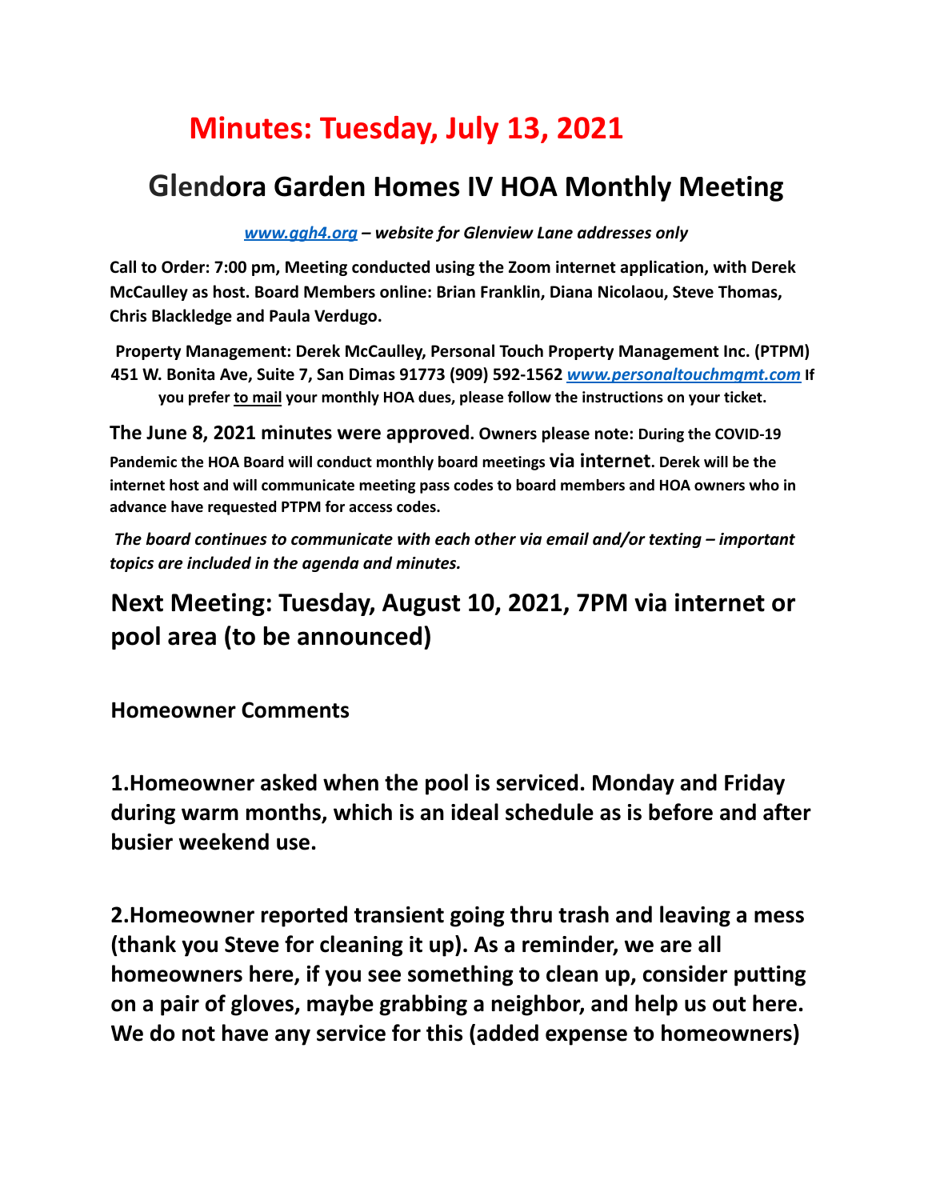# Minutes: Tuesday, July 13, 2021

## Glendora Garden Homes IV HOA Monthly Meeting

*[www.ggh4.org](http://www.ggh4.org) – website for Glenview Lane addresses only*

**Call to Order: 7:00 pm, Meeting conducted using the Zoom internet application, with Derek McCaulley as host. Board Members online: Brian Franklin, Diana Nicolaou, Steve Thomas, Chris Blackledge and Paula Verdugo.**

**Property Management: Derek McCaulley, Personal Touch Property Management Inc. (PTPM) 451 W. Bonita Ave, Suite 7, San Dimas 91773 (909) 592-1562 [www.personaltouchmgmt.com](http://www.personaltouchmgmt.com) If you prefer to mail your monthly HOA dues, please follow the instructions on your ticket.**

**The June 8, 2021 minutes were approved. Owners please note: During the COVID-19 Pandemic the HOA Board will conduct monthly board meetings via internet. Derek will be the internet host and will communicate meeting pass codes to board members and HOA owners who in advance have requested PTPM for access codes.**

***The board continues to communicate with each other via email and/or texting – important topics are included in the agenda and minutes.***

## Next Meeting: Tuesday, August 10, 2021, 7PM via internet or pool area (to be announced)

**Homeowner Comments**

**1.Homeowner asked when the pool is serviced. Monday and Friday during warm months, which is an ideal schedule as is before and after busier weekend use.**

**2.Homeowner reported transient going thru trash and leaving a mess (thank you Steve for cleaning it up). As a reminder, we are all homeowners here, if you see something to clean up, consider putting on a pair of gloves, maybe grabbing a neighbor, and help us out here. We do not have any service for this (added expense to homeowners)**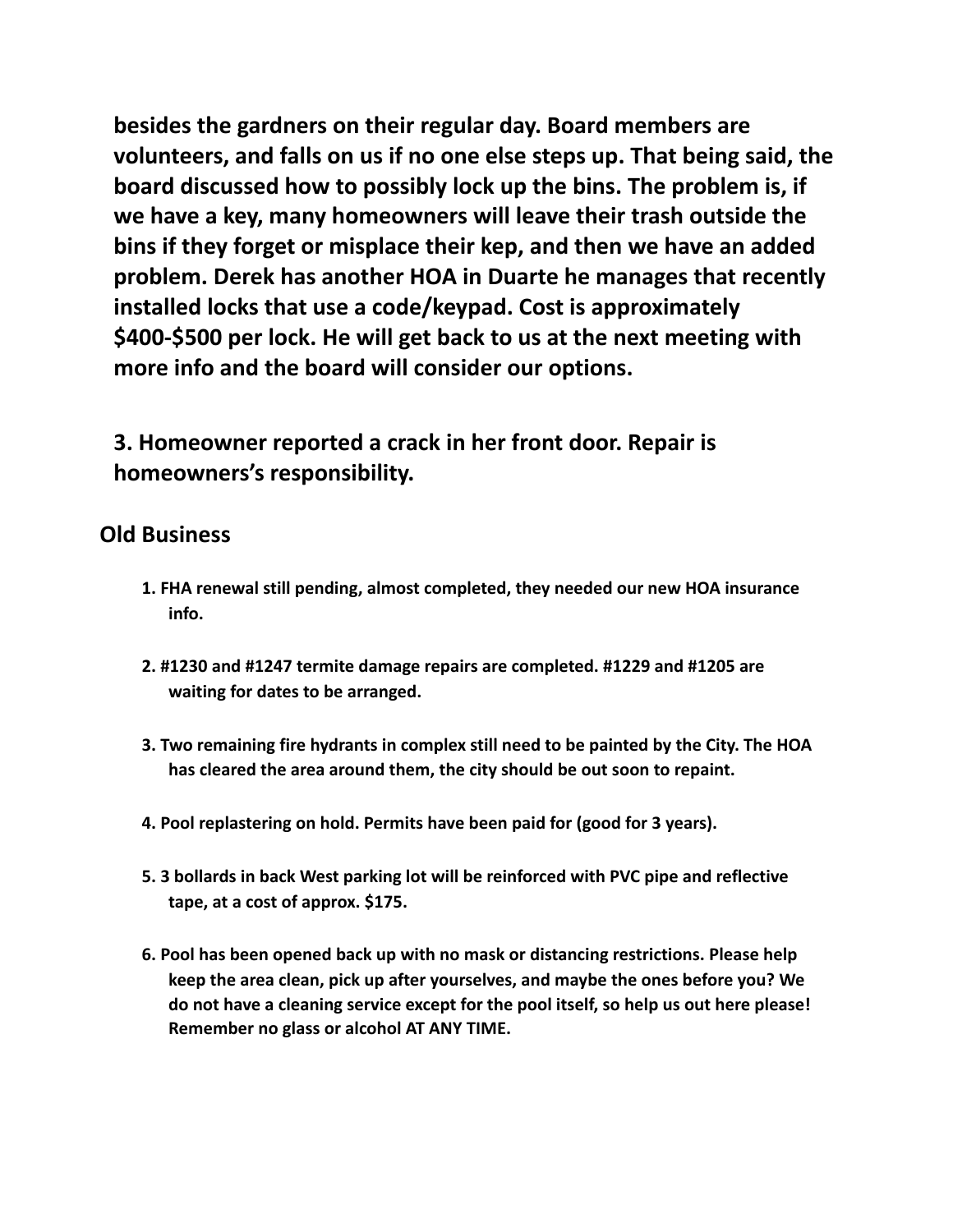**besides the gardners on their regular day. Board members are volunteers, and falls on us if no one else steps up. That being said, the board discussed how to possibly lock up the bins. The problem is, if we have a key, many homeowners will leave their trash outside the bins if they forget or misplace their kep, and then we have an added problem. Derek has another HOA in Duarte he manages that recently installed locks that use a code/keypad. Cost is approximately $400-$500 per lock. He will get back to us at the next meeting with more info and the board will consider our options.**

**3. Homeowner reported a crack in her front door. Repair is homeowners's responsibility.**

## Old Business

1. **FHA renewal still pending, almost completed, they needed our new HOA insurance info.**

2. **#1230 and #1247 termite damage repairs are completed. #1229 and #1205 are waiting for dates to be arranged.**

3. **Two remaining fire hydrants in complex still need to be painted by the City. The HOA has cleared the area around them, the city should be out soon to repaint.**

4. **Pool replastering on hold. Permits have been paid for (good for 3 years).**

5. **3 bollards in back West parking lot will be reinforced with PVC pipe and reflective tape, at a cost of approx. $175.**

6. **Pool has been opened back up with no mask or distancing restrictions. Please help keep the area clean, pick up after yourselves, and maybe the ones before you? We do not have a cleaning service except for the pool itself, so help us out here please! Remember no glass or alcohol AT ANY TIME.**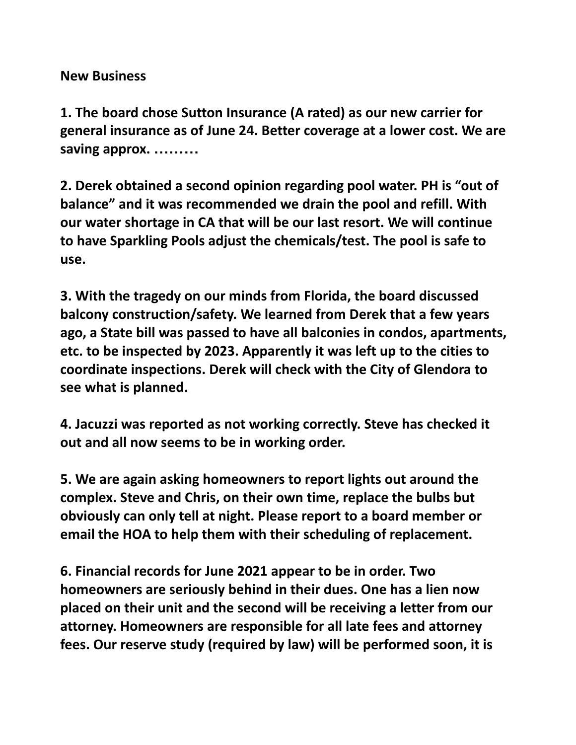**New Business**

**1. The board chose Sutton Insurance (A rated) as our new carrier for general insurance as of June 24. Better coverage at a lower cost. We are saving approx. ………**

**2. Derek obtained a second opinion regarding pool water. PH is "out of balance" and it was recommended we drain the pool and refill. With our water shortage in CA that will be our last resort. We will continue to have Sparkling Pools adjust the chemicals/test. The pool is safe to use.**

**3. With the tragedy on our minds from Florida, the board discussed balcony construction/safety. We learned from Derek that a few years ago, a State bill was passed to have all balconies in condos, apartments, etc. to be inspected by 2023. Apparently it was left up to the cities to coordinate inspections. Derek will check with the City of Glendora to see what is planned.**

**4. Jacuzzi was reported as not working correctly. Steve has checked it out and all now seems to be in working order.**

**5. We are again asking homeowners to report lights out around the complex. Steve and Chris, on their own time, replace the bulbs but obviously can only tell at night. Please report to a board member or email the HOA to help them with their scheduling of replacement.**

**6. Financial records for June 2021 appear to be in order. Two homeowners are seriously behind in their dues. One has a lien now placed on their unit and the second will be receiving a letter from our attorney. Homeowners are responsible for all late fees and attorney fees. Our reserve study (required by law) will be performed soon, it is**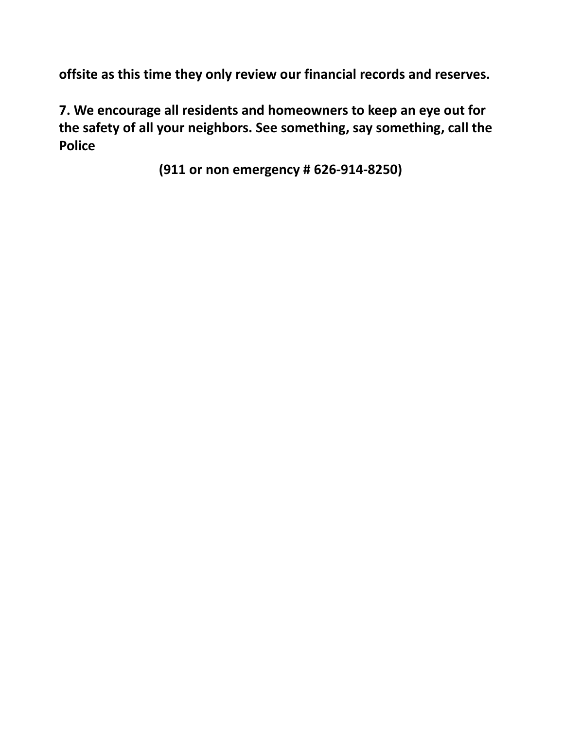**offsite as this time they only review our financial records and reserves.**

**7. We encourage all residents and homeowners to keep an eye out for the safety of all your neighbors. See something, say something, call the Police**

**(911 or non emergency # 626-914-8250)**